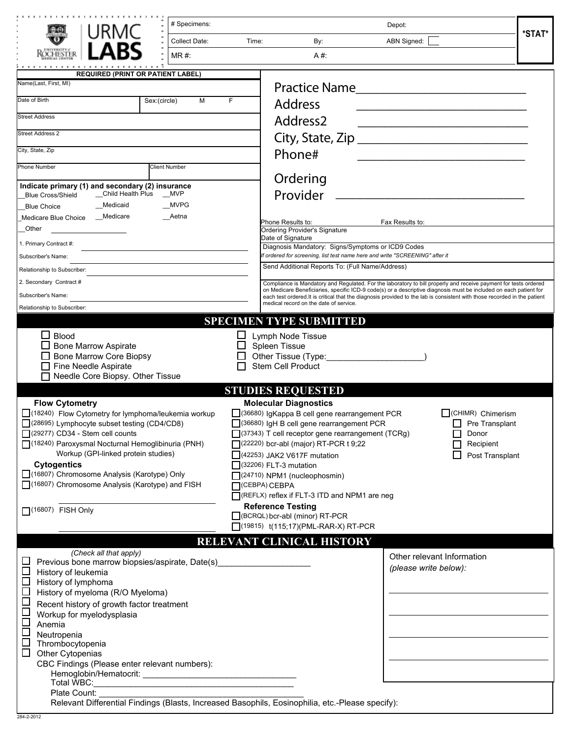# URMC LABS

University of Rochester Medical Center

| # Specimens: | | Depot: | |
|---|---|---|---|
| Collect Date: | Time: | By: | ABN Signed: ☐ |
| MR #: | | A #: | |

**\*STAT\***

**REQUIRED (PRINT OR PATIENT LABEL)**

| | |
|---|---|
| Name(Last, First, MI) | |
| Date of Birth | Sex:(circle) M F |
| Street Address | |
| Street Address 2 | |
| City, State, Zip | |
| Phone Number | Client Number |

**Indicate primary (1) and secondary (2) insurance**

__Blue Cross/Shield __Child Health Plus __MVP
__Blue Choice __Medicaid __MVPG
_Medicare Blue Choice __Medicare __Aetna
__Other ____________________

1. Primary Contract #:
Subscriber's Name:
Relationship to Subscriber:
2. Secondary Contract #
Subscriber's Name:
Relationship to Subscriber:

Practice Name____________________________
Address ____________________________
Address2 ____________________________
City, State, Zip ____________________________
Phone# ____________________________
Ordering Provider ____________________________

Phone Results to: Fax Results to:
Ordering Provider's Signature
Date of Signature
Diagnosis Mandatory: Signs/Symptoms or ICD9 Codes
*If ordered for screening, list test name here and write "SCREENING" after it*
Send Additional Reports To: (Full Name/Address)

Compliance is Mandatory and Regulated. For the laboratory to bill properly and receive payment for tests ordered on Medicare Beneficiaries, specific ICD-9 code(s) or a descriptive diagnosis must be included on each patient for each test ordered.It is critical that the diagnosis provided to the lab is consistent with those recorded in the patient medical record on the date of service.

## SPECIMEN TYPE SUBMITTED

- ☐ Blood
- ☐ Bone Marrow Aspirate
- ☐ Bone Marrow Core Biopsy
- ☐ Fine Needle Aspirate
- ☐ Needle Core Biopsy. Other Tissue
- ☐ Lymph Node Tissue
- ☐ Spleen Tissue
- ☐ Other Tissue (Type:____________________)
- ☐ Stem Cell Product

## STUDIES REQUESTED

**Flow Cytometry**

- ☐ (18240) Flow Cytometry for lymphoma/leukemia workup
- ☐ (28695) Lymphocyte subset testing (CD4/CD8)
- ☐ (29277) CD34 - Stem cell counts
- ☐ (18240) Paroxysmal Nocturnal Hemoglibinuria (PNH) Workup (GPI-linked protein studies)

**Cytogentics**

- ☐ (16807) Chromosome Analysis (Karotype) Only
- ☐ (16807) Chromosome Analysis (Karotype) and FISH

____________________________________

- ☐ (16807) FISH Only

____________________________________

**Molecular Diagnostics**

- ☐ (36680) IgKappa B cell gene rearrangement PCR
- ☐ (36680) IgH B cell gene rearrangement PCR
- ☐ (37343) T cell receptor gene rearrangement (TCRg)
- ☐ (22220) bcr-abl (major) RT-PCR t 9;22
- ☐ (42253) JAK2 V617F mutation
- ☐ (32206) FLT-3 mutation
- ☐ (24710) NPM1 (nucleophosmin)
- ☐ (CEBPA) CEBPA
- ☐ (REFLX) reflex if FLT-3 ITD and NPM1 are neg

**Reference Testing**

- ☐ (BCRQL) bcr-abl (minor) RT-PCR
- ☐ (19815) t(115;17)(PML-RAR-X) RT-PCR

- ☐ (CHIMR) Chimerism
  - ☐ Pre Transplant
  - ☐ Donor
  - ☐ Recipient
  - ☐ Post Transplant

## RELEVANT CLINICAL HISTORY

*(Check all that apply)*

- ☐ Previous bone marrow biopsies/aspirate, Date(s)____________________
- ☐ History of leukemia
- ☐ History of lymphoma
- ☐ History of myeloma (R/O Myeloma)
- ☐ Recent history of growth factor treatment
- ☐ Workup for myelodysplasia
- ☐ Anemia
- ☐ Neutropenia
- ☐ Thrombocytopenia
- ☐ Other Cytopenias

CBC Findings (Please enter relevant numbers):
Hemoglobin/Hematocrit: ________________________________
Total WBC:__________________________________________
Plate Count: ____________________________________________
Relevant Differential Findings (Blasts, Increased Basophils, Eosinophilia, etc.-Please specify):

Other relevant Information
*(please write below):*

____________________________
____________________________
____________________________
____________________________

284-2-2012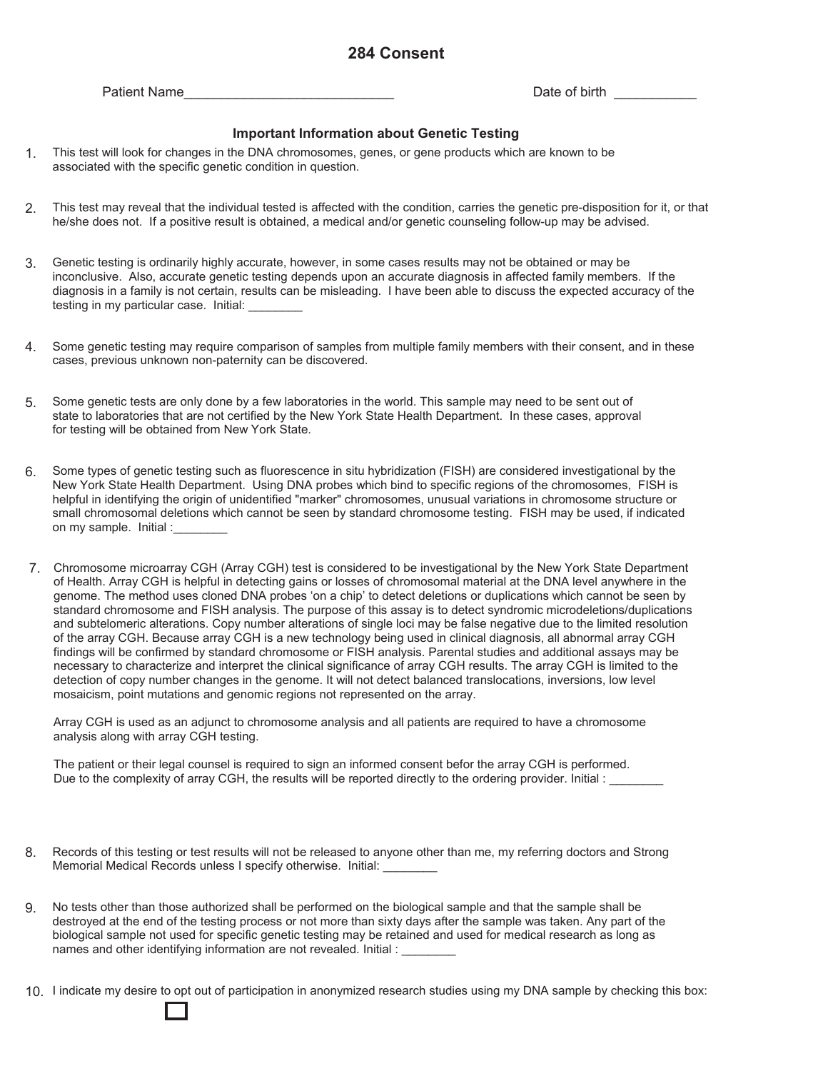# 284 Consent

Patient Name____________________________ Date of birth ___________

### Important Information about Genetic Testing

1. This test will look for changes in the DNA chromosomes, genes, or gene products which are known to be associated with the specific genetic condition in question.

2. This test may reveal that the individual tested is affected with the condition, carries the genetic pre-disposition for it, or that he/she does not. If a positive result is obtained, a medical and/or genetic counseling follow-up may be advised.

3. Genetic testing is ordinarily highly accurate, however, in some cases results may not be obtained or may be inconclusive. Also, accurate genetic testing depends upon an accurate diagnosis in affected family members. If the diagnosis in a family is not certain, results can be misleading. I have been able to discuss the expected accuracy of the testing in my particular case. Initial: ________

4. Some genetic testing may require comparison of samples from multiple family members with their consent, and in these cases, previous unknown non-paternity can be discovered.

5. Some genetic tests are only done by a few laboratories in the world. This sample may need to be sent out of state to laboratories that are not certified by the New York State Health Department. In these cases, approval for testing will be obtained from New York State.

6. Some types of genetic testing such as fluorescence in situ hybridization (FISH) are considered investigational by the New York State Health Department. Using DNA probes which bind to specific regions of the chromosomes, FISH is helpful in identifying the origin of unidentified "marker" chromosomes, unusual variations in chromosome structure or small chromosomal deletions which cannot be seen by standard chromosome testing. FISH may be used, if indicated on my sample. Initial :________

7. Chromosome microarray CGH (Array CGH) test is considered to be investigational by the New York State Department of Health. Array CGH is helpful in detecting gains or losses of chromosomal material at the DNA level anywhere in the genome. The method uses cloned DNA probes 'on a chip' to detect deletions or duplications which cannot be seen by standard chromosome and FISH analysis. The purpose of this assay is to detect syndromic microdeletions/duplications and subtelomeric alterations. Copy number alterations of single loci may be false negative due to the limited resolution of the array CGH. Because array CGH is a new technology being used in clinical diagnosis, all abnormal array CGH findings will be confirmed by standard chromosome or FISH analysis. Parental studies and additional assays may be necessary to characterize and interpret the clinical significance of array CGH results. The array CGH is limited to the detection of copy number changes in the genome. It will not detect balanced translocations, inversions, low level mosaicism, point mutations and genomic regions not represented on the array.

   Array CGH is used as an adjunct to chromosome analysis and all patients are required to have a chromosome analysis along with array CGH testing.

   The patient or their legal counsel is required to sign an informed consent befor the array CGH is performed. Due to the complexity of array CGH, the results will be reported directly to the ordering provider. Initial : ________

8. Records of this testing or test results will not be released to anyone other than me, my referring doctors and Strong Memorial Medical Records unless I specify otherwise. Initial: ________

9. No tests other than those authorized shall be performed on the biological sample and that the sample shall be destroyed at the end of the testing process or not more than sixty days after the sample was taken. Any part of the biological sample not used for specific genetic testing may be retained and used for medical research as long as names and other identifying information are not revealed. Initial : ________

10. I indicate my desire to opt out of participation in anonymized research studies using my DNA sample by checking this box:

   ☐